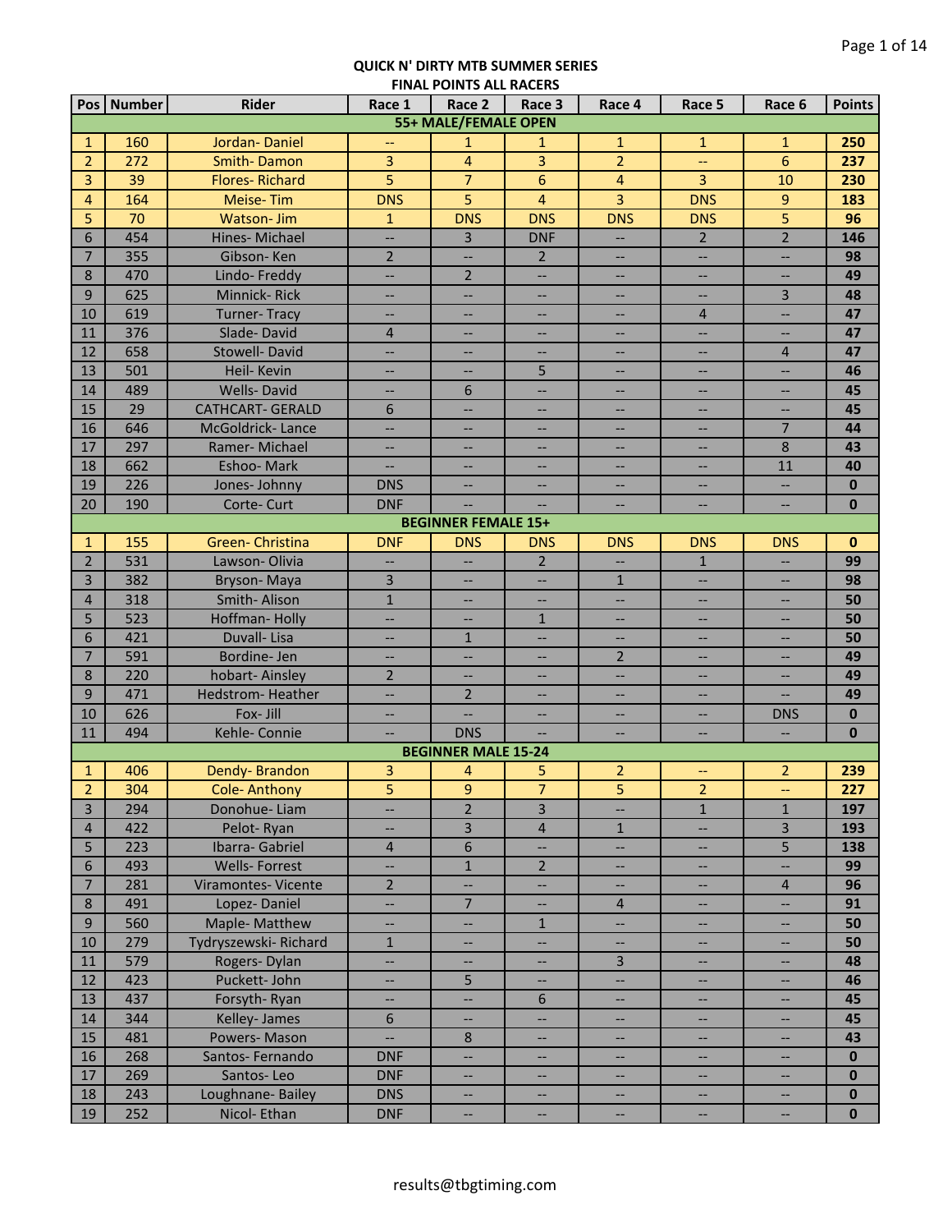**QUICK N' DIRTY MTB SUMMER SERIES**
**FINAL POINTS ALL RACERS**

| Pos | Number | Rider | Race 1 | Race 2 | Race 3 | Race 4 | Race 5 | Race 6 | Points |
|---|---|---|---|---|---|---|---|---|---|
| | | **55+ MALE/FEMALE OPEN** | | | | | | | |
| 1 | 160 | Jordan- Daniel | -- | 1 | 1 | 1 | 1 | 1 | **250** |
| 2 | 272 | Smith- Damon | 3 | 4 | 3 | 2 | -- | 6 | **237** |
| 3 | 39 | Flores- Richard | 5 | 7 | 6 | 4 | 3 | 10 | **230** |
| 4 | 164 | Meise- Tim | DNS | 5 | 4 | 3 | DNS | 9 | **183** |
| 5 | 70 | Watson- Jim | 1 | DNS | DNS | DNS | DNS | 5 | **96** |
| 6 | 454 | Hines- Michael | -- | 3 | DNF | -- | 2 | 2 | **146** |
| 7 | 355 | Gibson- Ken | 2 | -- | 2 | -- | -- | -- | **98** |
| 8 | 470 | Lindo- Freddy | -- | 2 | -- | -- | -- | -- | **49** |
| 9 | 625 | Minnick- Rick | -- | -- | -- | -- | -- | 3 | **48** |
| 10 | 619 | Turner- Tracy | -- | -- | -- | -- | 4 | -- | **47** |
| 11 | 376 | Slade- David | 4 | -- | -- | -- | -- | -- | **47** |
| 12 | 658 | Stowell- David | -- | -- | -- | -- | -- | 4 | **47** |
| 13 | 501 | Heil- Kevin | -- | -- | 5 | -- | -- | -- | **46** |
| 14 | 489 | Wells- David | -- | 6 | -- | -- | -- | -- | **45** |
| 15 | 29 | CATHCART- GERALD | 6 | -- | -- | -- | -- | -- | **45** |
| 16 | 646 | McGoldrick- Lance | -- | -- | -- | -- | -- | 7 | **44** |
| 17 | 297 | Ramer- Michael | -- | -- | -- | -- | -- | 8 | **43** |
| 18 | 662 | Eshoo- Mark | -- | -- | -- | -- | -- | 11 | **40** |
| 19 | 226 | Jones- Johnny | DNS | -- | -- | -- | -- | -- | **0** |
| 20 | 190 | Corte- Curt | DNF | -- | -- | -- | -- | -- | **0** |
| | | **BEGINNER FEMALE 15+** | | | | | | | |
| 1 | 155 | Green- Christina | DNF | DNS | DNS | DNS | DNS | DNS | **0** |
| 2 | 531 | Lawson- Olivia | -- | -- | 2 | -- | 1 | -- | **99** |
| 3 | 382 | Bryson- Maya | 3 | -- | -- | 1 | -- | -- | **98** |
| 4 | 318 | Smith- Alison | 1 | -- | -- | -- | -- | -- | **50** |
| 5 | 523 | Hoffman- Holly | -- | -- | 1 | -- | -- | -- | **50** |
| 6 | 421 | Duvall- Lisa | -- | 1 | -- | -- | -- | -- | **50** |
| 7 | 591 | Bordine- Jen | -- | -- | -- | 2 | -- | -- | **49** |
| 8 | 220 | hobart- Ainsley | 2 | -- | -- | -- | -- | -- | **49** |
| 9 | 471 | Hedstrom- Heather | -- | 2 | -- | -- | -- | -- | **49** |
| 10 | 626 | Fox- Jill | -- | -- | -- | -- | -- | DNS | **0** |
| 11 | 494 | Kehle- Connie | -- | DNS | -- | -- | -- | -- | **0** |
| | | **BEGINNER MALE 15-24** | | | | | | | |
| 1 | 406 | Dendy- Brandon | 3 | 4 | 5 | 2 | -- | 2 | **239** |
| 2 | 304 | Cole- Anthony | 5 | 9 | 7 | 5 | 2 | -- | **227** |
| 3 | 294 | Donohue- Liam | -- | 2 | 3 | -- | 1 | 1 | **197** |
| 4 | 422 | Pelot- Ryan | -- | 3 | 4 | 1 | -- | 3 | **193** |
| 5 | 223 | Ibarra- Gabriel | 4 | 6 | -- | -- | -- | 5 | **138** |
| 6 | 493 | Wells- Forrest | -- | 1 | 2 | -- | -- | -- | **99** |
| 7 | 281 | Viramontes- Vicente | 2 | -- | -- | -- | -- | 4 | **96** |
| 8 | 491 | Lopez- Daniel | -- | 7 | -- | 4 | -- | -- | **91** |
| 9 | 560 | Maple- Matthew | -- | -- | 1 | -- | -- | -- | **50** |
| 10 | 279 | Tydryszewski- Richard | 1 | -- | -- | -- | -- | -- | **50** |
| 11 | 579 | Rogers- Dylan | -- | -- | -- | 3 | -- | -- | **48** |
| 12 | 423 | Puckett- John | -- | 5 | -- | -- | -- | -- | **46** |
| 13 | 437 | Forsyth- Ryan | -- | -- | 6 | -- | -- | -- | **45** |
| 14 | 344 | Kelley- James | 6 | -- | -- | -- | -- | -- | **45** |
| 15 | 481 | Powers- Mason | -- | 8 | -- | -- | -- | -- | **43** |
| 16 | 268 | Santos- Fernando | DNF | -- | -- | -- | -- | -- | **0** |
| 17 | 269 | Santos- Leo | DNF | -- | -- | -- | -- | -- | **0** |
| 18 | 243 | Loughnane- Bailey | DNS | -- | -- | -- | -- | -- | **0** |
| 19 | 252 | Nicol- Ethan | DNF | -- | -- | -- | -- | -- | **0** |

results@tbgtiming.com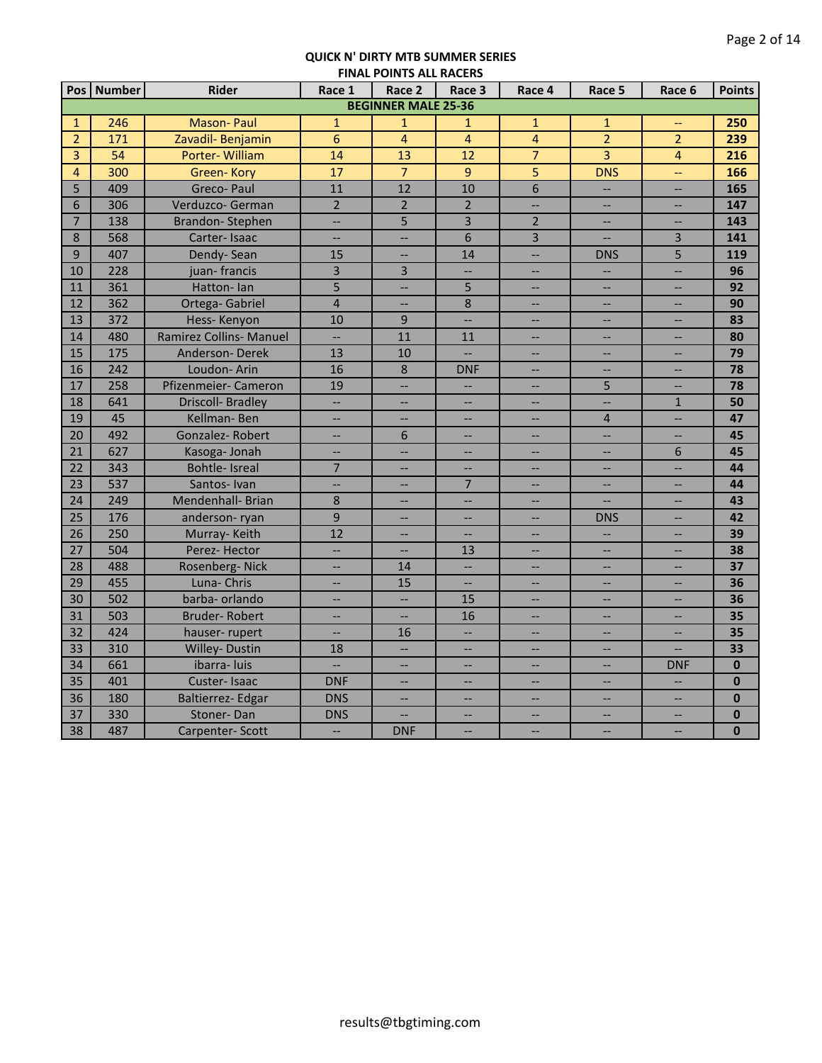**QUICK N' DIRTY MTB SUMMER SERIES**
**FINAL POINTS ALL RACERS**

| Pos | Number | Rider | Race 1 | Race 2 | Race 3 | Race 4 | Race 5 | Race 6 | Points |
|---|---|---|---|---|---|---|---|---|---|
| **BEGINNER MALE 25-36** | | | | | | | | | |
| 1 | 246 | Mason- Paul | 1 | 1 | 1 | 1 | 1 | -- | **250** |
| 2 | 171 | Zavadil- Benjamin | 6 | 4 | 4 | 4 | 2 | 2 | **239** |
| 3 | 54 | Porter- William | 14 | 13 | 12 | 7 | 3 | 4 | **216** |
| 4 | 300 | Green- Kory | 17 | 7 | 9 | 5 | DNS | -- | **166** |
| 5 | 409 | Greco- Paul | 11 | 12 | 10 | 6 | -- | -- | **165** |
| 6 | 306 | Verduzco- German | 2 | 2 | 2 | -- | -- | -- | **147** |
| 7 | 138 | Brandon- Stephen | -- | 5 | 3 | 2 | -- | -- | **143** |
| 8 | 568 | Carter- Isaac | -- | -- | 6 | 3 | -- | 3 | **141** |
| 9 | 407 | Dendy- Sean | 15 | -- | 14 | -- | DNS | 5 | **119** |
| 10 | 228 | juan- francis | 3 | 3 | -- | -- | -- | -- | **96** |
| 11 | 361 | Hatton- Ian | 5 | -- | 5 | -- | -- | -- | **92** |
| 12 | 362 | Ortega- Gabriel | 4 | -- | 8 | -- | -- | -- | **90** |
| 13 | 372 | Hess- Kenyon | 10 | 9 | -- | -- | -- | -- | **83** |
| 14 | 480 | Ramirez Collins- Manuel | -- | 11 | 11 | -- | -- | -- | **80** |
| 15 | 175 | Anderson- Derek | 13 | 10 | -- | -- | -- | -- | **79** |
| 16 | 242 | Loudon- Arin | 16 | 8 | DNF | -- | -- | -- | **78** |
| 17 | 258 | Pfizenmeier- Cameron | 19 | -- | -- | -- | 5 | -- | **78** |
| 18 | 641 | Driscoll- Bradley | -- | -- | -- | -- | -- | 1 | **50** |
| 19 | 45 | Kellman- Ben | -- | -- | -- | -- | 4 | -- | **47** |
| 20 | 492 | Gonzalez- Robert | -- | 6 | -- | -- | -- | -- | **45** |
| 21 | 627 | Kasoga- Jonah | -- | -- | -- | -- | -- | 6 | **45** |
| 22 | 343 | Bohtle- Isreal | 7 | -- | -- | -- | -- | -- | **44** |
| 23 | 537 | Santos- Ivan | -- | -- | 7 | -- | -- | -- | **44** |
| 24 | 249 | Mendenhall- Brian | 8 | -- | -- | -- | -- | -- | **43** |
| 25 | 176 | anderson- ryan | 9 | -- | -- | -- | DNS | -- | **42** |
| 26 | 250 | Murray- Keith | 12 | -- | -- | -- | -- | -- | **39** |
| 27 | 504 | Perez- Hector | -- | -- | 13 | -- | -- | -- | **38** |
| 28 | 488 | Rosenberg- Nick | -- | 14 | -- | -- | -- | -- | **37** |
| 29 | 455 | Luna- Chris | -- | 15 | -- | -- | -- | -- | **36** |
| 30 | 502 | barba- orlando | -- | -- | 15 | -- | -- | -- | **36** |
| 31 | 503 | Bruder- Robert | -- | -- | 16 | -- | -- | -- | **35** |
| 32 | 424 | hauser- rupert | -- | 16 | -- | -- | -- | -- | **35** |
| 33 | 310 | Willey- Dustin | 18 | -- | -- | -- | -- | -- | **33** |
| 34 | 661 | ibarra- luis | -- | -- | -- | -- | -- | DNF | **0** |
| 35 | 401 | Custer- Isaac | DNF | -- | -- | -- | -- | -- | **0** |
| 36 | 180 | Baltierrez- Edgar | DNS | -- | -- | -- | -- | -- | **0** |
| 37 | 330 | Stoner- Dan | DNS | -- | -- | -- | -- | -- | **0** |
| 38 | 487 | Carpenter- Scott | -- | DNF | -- | -- | -- | -- | **0** |

results@tbgtiming.com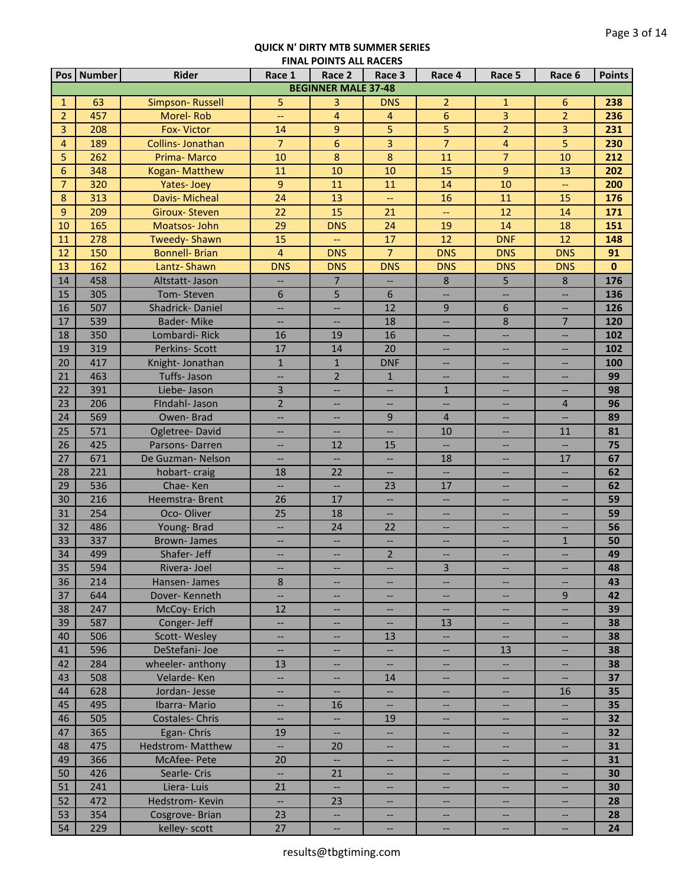**QUICK N' DIRTY MTB SUMMER SERIES**
**FINAL POINTS ALL RACERS**

| Pos | Number | Rider | Race 1 | Race 2 | Race 3 | Race 4 | Race 5 | Race 6 | Points |
|---|---|---|---|---|---|---|---|---|---|
| **BEGINNER MALE 37-48** | | | | | | | | | |
| 1 | 63 | Simpson- Russell | 5 | 3 | DNS | 2 | 1 | 6 | **238** |
| 2 | 457 | Morel- Rob | -- | 4 | 4 | 6 | 3 | 2 | **236** |
| 3 | 208 | Fox- Victor | 14 | 9 | 5 | 5 | 2 | 3 | **231** |
| 4 | 189 | Collins- Jonathan | 7 | 6 | 3 | 7 | 4 | 5 | **230** |
| 5 | 262 | Prima- Marco | 10 | 8 | 8 | 11 | 7 | 10 | **212** |
| 6 | 348 | Kogan- Matthew | 11 | 10 | 10 | 15 | 9 | 13 | **202** |
| 7 | 320 | Yates- Joey | 9 | 11 | 11 | 14 | 10 | -- | **200** |
| 8 | 313 | Davis- Micheal | 24 | 13 | -- | 16 | 11 | 15 | **176** |
| 9 | 209 | Giroux- Steven | 22 | 15 | 21 | -- | 12 | 14 | **171** |
| 10 | 165 | Moatsos- John | 29 | DNS | 24 | 19 | 14 | 18 | **151** |
| 11 | 278 | Tweedy- Shawn | 15 | -- | 17 | 12 | DNF | 12 | **148** |
| 12 | 150 | Bonnell- Brian | 4 | DNS | 7 | DNS | DNS | DNS | **91** |
| 13 | 162 | Lantz- Shawn | DNS | DNS | DNS | DNS | DNS | DNS | **0** |
| 14 | 458 | Altstatt- Jason | -- | 7 | -- | 8 | 5 | 8 | **176** |
| 15 | 305 | Tom- Steven | 6 | 5 | 6 | -- | -- | -- | **136** |
| 16 | 507 | Shadrick- Daniel | -- | -- | 12 | 9 | 6 | -- | **126** |
| 17 | 539 | Bader- Mike | -- | -- | 18 | -- | 8 | 7 | **120** |
| 18 | 350 | Lombardi- Rick | 16 | 19 | 16 | -- | -- | -- | **102** |
| 19 | 319 | Perkins- Scott | 17 | 14 | 20 | -- | -- | -- | **102** |
| 20 | 417 | Knight- Jonathan | 1 | 1 | DNF | -- | -- | -- | **100** |
| 21 | 463 | Tuffs- Jason | -- | 2 | 1 | -- | -- | -- | **99** |
| 22 | 391 | Liebe- Jason | 3 | -- | -- | 1 | -- | -- | **98** |
| 23 | 206 | FIndahl- Jason | 2 | -- | -- | -- | -- | 4 | **96** |
| 24 | 569 | Owen- Brad | -- | -- | 9 | 4 | -- | -- | **89** |
| 25 | 571 | Ogletree- David | -- | -- | -- | 10 | -- | 11 | **81** |
| 26 | 425 | Parsons- Darren | -- | 12 | 15 | -- | -- | -- | **75** |
| 27 | 671 | De Guzman- Nelson | -- | -- | -- | 18 | -- | 17 | **67** |
| 28 | 221 | hobart- craig | 18 | 22 | -- | -- | -- | -- | **62** |
| 29 | 536 | Chae- Ken | -- | -- | 23 | 17 | -- | -- | **62** |
| 30 | 216 | Heemstra- Brent | 26 | 17 | -- | -- | -- | -- | **59** |
| 31 | 254 | Oco- Oliver | 25 | 18 | -- | -- | -- | -- | **59** |
| 32 | 486 | Young- Brad | -- | 24 | 22 | -- | -- | -- | **56** |
| 33 | 337 | Brown- James | -- | -- | -- | -- | -- | 1 | **50** |
| 34 | 499 | Shafer- Jeff | -- | -- | 2 | -- | -- | -- | **49** |
| 35 | 594 | Rivera- Joel | -- | -- | -- | 3 | -- | -- | **48** |
| 36 | 214 | Hansen- James | 8 | -- | -- | -- | -- | -- | **43** |
| 37 | 644 | Dover- Kenneth | -- | -- | -- | -- | -- | 9 | **42** |
| 38 | 247 | McCoy- Erich | 12 | -- | -- | -- | -- | -- | **39** |
| 39 | 587 | Conger- Jeff | -- | -- | -- | 13 | -- | -- | **38** |
| 40 | 506 | Scott- Wesley | -- | -- | 13 | -- | -- | -- | **38** |
| 41 | 596 | DeStefani- Joe | -- | -- | -- | -- | 13 | -- | **38** |
| 42 | 284 | wheeler- anthony | 13 | -- | -- | -- | -- | -- | **38** |
| 43 | 508 | Velarde- Ken | -- | -- | 14 | -- | -- | -- | **37** |
| 44 | 628 | Jordan- Jesse | -- | -- | -- | -- | -- | 16 | **35** |
| 45 | 495 | Ibarra- Mario | -- | 16 | -- | -- | -- | -- | **35** |
| 46 | 505 | Costales- Chris | -- | -- | 19 | -- | -- | -- | **32** |
| 47 | 365 | Egan- Chris | 19 | -- | -- | -- | -- | -- | **32** |
| 48 | 475 | Hedstrom- Matthew | -- | 20 | -- | -- | -- | -- | **31** |
| 49 | 366 | McAfee- Pete | 20 | -- | -- | -- | -- | -- | **31** |
| 50 | 426 | Searle- Cris | -- | 21 | -- | -- | -- | -- | **30** |
| 51 | 241 | Liera- Luis | 21 | -- | -- | -- | -- | -- | **30** |
| 52 | 472 | Hedstrom- Kevin | -- | 23 | -- | -- | -- | -- | **28** |
| 53 | 354 | Cosgrove- Brian | 23 | -- | -- | -- | -- | -- | **28** |
| 54 | 229 | kelley- scott | 27 | -- | -- | -- | -- | -- | **24** |

results@tbgtiming.com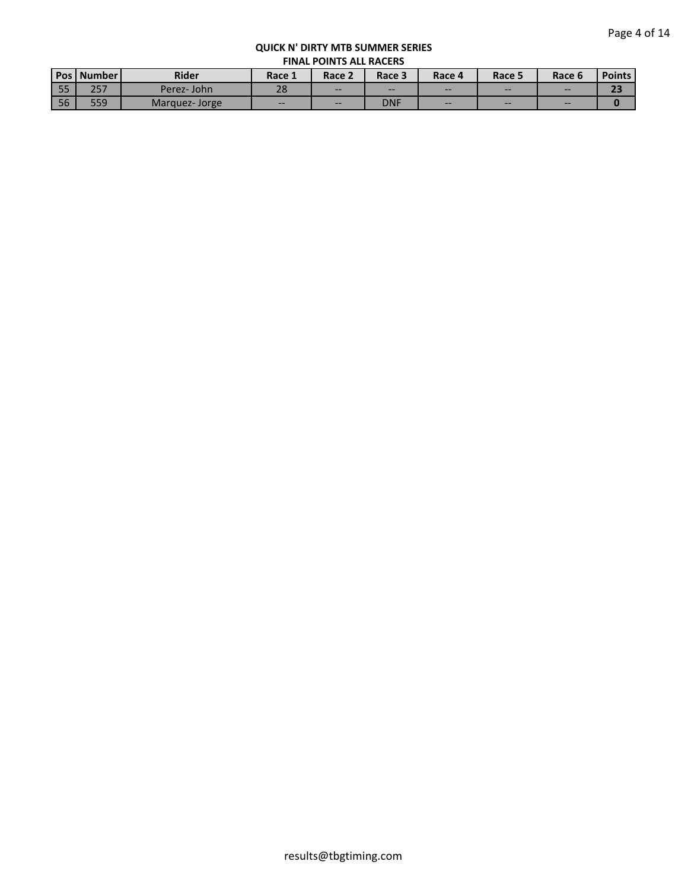**QUICK N' DIRTY MTB SUMMER SERIES**
**FINAL POINTS ALL RACERS**

| Pos | Number | Rider | Race 1 | Race 2 | Race 3 | Race 4 | Race 5 | Race 6 | Points |
|---|---|---|---|---|---|---|---|---|---|
| 55 | 257 | Perez- John | 28 | -- | -- | -- | -- | -- | **23** |
| 56 | 559 | Marquez- Jorge | -- | -- | DNF | -- | -- | -- | **0** |

results@tbgtiming.com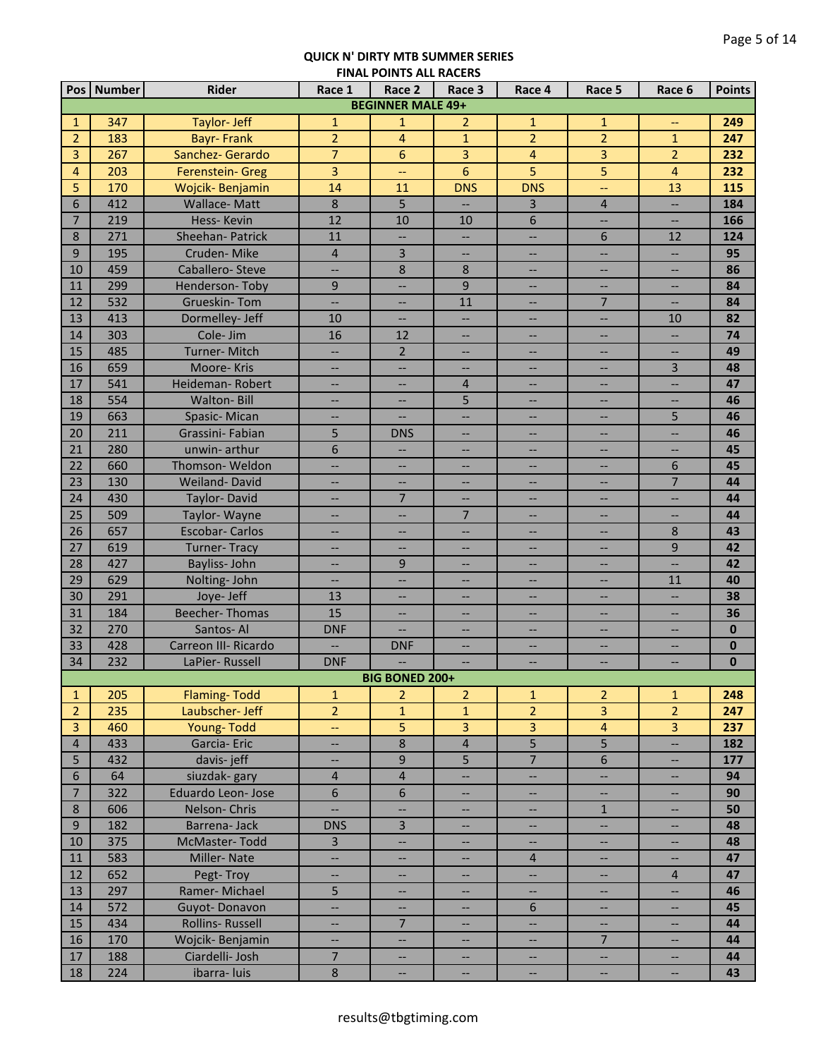**QUICK N' DIRTY MTB SUMMER SERIES**
**FINAL POINTS ALL RACERS**

| Pos | Number | Rider | Race 1 | Race 2 | Race 3 | Race 4 | Race 5 | Race 6 | Points |
|---|---|---|---|---|---|---|---|---|---|
| **BEGINNER MALE 49+** | | | | | | | | | |
| 1 | 347 | Taylor- Jeff | 1 | 1 | 2 | 1 | 1 | -- | **249** |
| 2 | 183 | Bayr- Frank | 2 | 4 | 1 | 2 | 2 | 1 | **247** |
| 3 | 267 | Sanchez- Gerardo | 7 | 6 | 3 | 4 | 3 | 2 | **232** |
| 4 | 203 | Ferenstein- Greg | 3 | -- | 6 | 5 | 5 | 4 | **232** |
| 5 | 170 | Wojcik- Benjamin | 14 | 11 | DNS | DNS | -- | 13 | **115** |
| 6 | 412 | Wallace- Matt | 8 | 5 | -- | 3 | 4 | -- | **184** |
| 7 | 219 | Hess- Kevin | 12 | 10 | 10 | 6 | -- | -- | **166** |
| 8 | 271 | Sheehan- Patrick | 11 | -- | -- | -- | 6 | 12 | **124** |
| 9 | 195 | Cruden- Mike | 4 | 3 | -- | -- | -- | -- | **95** |
| 10 | 459 | Caballero- Steve | -- | 8 | 8 | -- | -- | -- | **86** |
| 11 | 299 | Henderson- Toby | 9 | -- | 9 | -- | -- | -- | **84** |
| 12 | 532 | Grueskin- Tom | -- | -- | 11 | -- | 7 | -- | **84** |
| 13 | 413 | Dormelley- Jeff | 10 | -- | -- | -- | -- | 10 | **82** |
| 14 | 303 | Cole- Jim | 16 | 12 | -- | -- | -- | -- | **74** |
| 15 | 485 | Turner- Mitch | -- | 2 | -- | -- | -- | -- | **49** |
| 16 | 659 | Moore- Kris | -- | -- | -- | -- | -- | 3 | **48** |
| 17 | 541 | Heideman- Robert | -- | -- | 4 | -- | -- | -- | **47** |
| 18 | 554 | Walton- Bill | -- | -- | 5 | -- | -- | -- | **46** |
| 19 | 663 | Spasic- Mican | -- | -- | -- | -- | -- | 5 | **46** |
| 20 | 211 | Grassini- Fabian | 5 | DNS | -- | -- | -- | -- | **46** |
| 21 | 280 | unwin- arthur | 6 | -- | -- | -- | -- | -- | **45** |
| 22 | 660 | Thomson- Weldon | -- | -- | -- | -- | -- | 6 | **45** |
| 23 | 130 | Weiland- David | -- | -- | -- | -- | -- | 7 | **44** |
| 24 | 430 | Taylor- David | -- | 7 | -- | -- | -- | -- | **44** |
| 25 | 509 | Taylor- Wayne | -- | -- | 7 | -- | -- | -- | **44** |
| 26 | 657 | Escobar- Carlos | -- | -- | -- | -- | -- | 8 | **43** |
| 27 | 619 | Turner- Tracy | -- | -- | -- | -- | -- | 9 | **42** |
| 28 | 427 | Bayliss- John | -- | 9 | -- | -- | -- | -- | **42** |
| 29 | 629 | Nolting- John | -- | -- | -- | -- | -- | 11 | **40** |
| 30 | 291 | Joye- Jeff | 13 | -- | -- | -- | -- | -- | **38** |
| 31 | 184 | Beecher- Thomas | 15 | -- | -- | -- | -- | -- | **36** |
| 32 | 270 | Santos- Al | DNF | -- | -- | -- | -- | -- | **0** |
| 33 | 428 | Carreon III- Ricardo | -- | DNF | -- | -- | -- | -- | **0** |
| 34 | 232 | LaPier- Russell | DNF | -- | -- | -- | -- | -- | **0** |
| **BIG BONED 200+** | | | | | | | | | |
| 1 | 205 | Flaming- Todd | 1 | 2 | 2 | 1 | 2 | 1 | **248** |
| 2 | 235 | Laubscher- Jeff | 2 | 1 | 1 | 2 | 3 | 2 | **247** |
| 3 | 460 | Young- Todd | -- | 5 | 3 | 3 | 4 | 3 | **237** |
| 4 | 433 | Garcia- Eric | -- | 8 | 4 | 5 | 5 | -- | **182** |
| 5 | 432 | davis- jeff | -- | 9 | 5 | 7 | 6 | -- | **177** |
| 6 | 64 | siuzdak- gary | 4 | 4 | -- | -- | -- | -- | **94** |
| 7 | 322 | Eduardo Leon- Jose | 6 | 6 | -- | -- | -- | -- | **90** |
| 8 | 606 | Nelson- Chris | -- | -- | -- | -- | 1 | -- | **50** |
| 9 | 182 | Barrena- Jack | DNS | 3 | -- | -- | -- | -- | **48** |
| 10 | 375 | McMaster- Todd | 3 | -- | -- | -- | -- | -- | **48** |
| 11 | 583 | Miller- Nate | -- | -- | -- | 4 | -- | -- | **47** |
| 12 | 652 | Pegt- Troy | -- | -- | -- | -- | -- | 4 | **47** |
| 13 | 297 | Ramer- Michael | 5 | -- | -- | -- | -- | -- | **46** |
| 14 | 572 | Guyot- Donavon | -- | -- | -- | 6 | -- | -- | **45** |
| 15 | 434 | Rollins- Russell | -- | 7 | -- | -- | -- | -- | **44** |
| 16 | 170 | Wojcik- Benjamin | -- | -- | -- | -- | 7 | -- | **44** |
| 17 | 188 | Ciardelli- Josh | 7 | -- | -- | -- | -- | -- | **44** |
| 18 | 224 | ibarra- luis | 8 | -- | -- | -- | -- | -- | **43** |

results@tbgtiming.com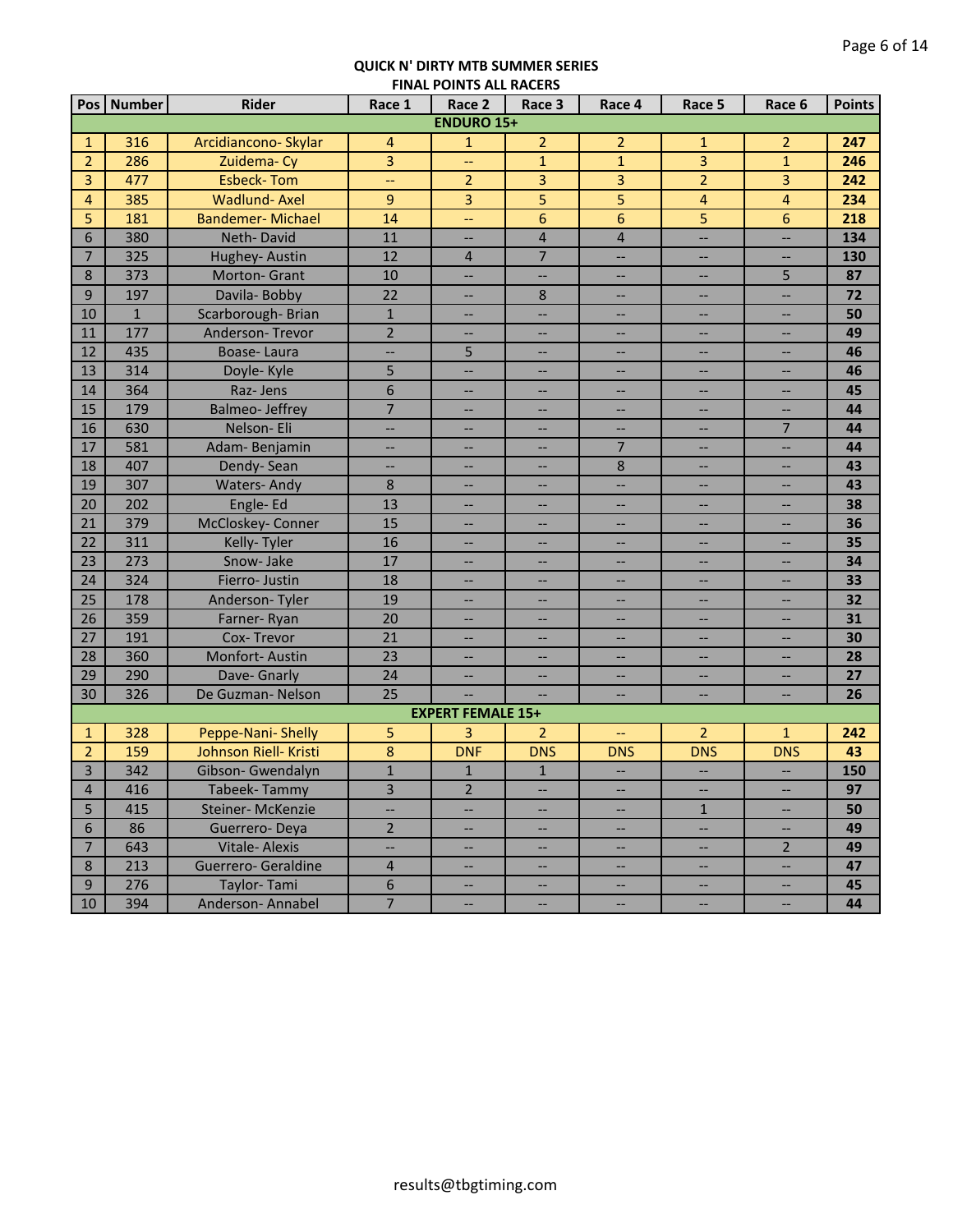**QUICK N' DIRTY MTB SUMMER SERIES**
**FINAL POINTS ALL RACERS**

| Pos | Number | Rider | Race 1 | Race 2 | Race 3 | Race 4 | Race 5 | Race 6 | Points |
|---|---|---|---|---|---|---|---|---|---|
| | | | | **ENDURO 15+** | | | | | |
| 1 | 316 | Arcidiancono- Skylar | 4 | 1 | 2 | 2 | 1 | 2 | **247** |
| 2 | 286 | Zuidema- Cy | 3 | -- | 1 | 1 | 3 | 1 | **246** |
| 3 | 477 | Esbeck- Tom | -- | 2 | 3 | 3 | 2 | 3 | **242** |
| 4 | 385 | Wadlund- Axel | 9 | 3 | 5 | 5 | 4 | 4 | **234** |
| 5 | 181 | Bandemer- Michael | 14 | -- | 6 | 6 | 5 | 6 | **218** |
| 6 | 380 | Neth- David | 11 | -- | 4 | 4 | -- | -- | **134** |
| 7 | 325 | Hughey- Austin | 12 | 4 | 7 | -- | -- | -- | **130** |
| 8 | 373 | Morton- Grant | 10 | -- | -- | -- | -- | 5 | **87** |
| 9 | 197 | Davila- Bobby | 22 | -- | 8 | -- | -- | -- | **72** |
| 10 | 1 | Scarborough- Brian | 1 | -- | -- | -- | -- | -- | **50** |
| 11 | 177 | Anderson- Trevor | 2 | -- | -- | -- | -- | -- | **49** |
| 12 | 435 | Boase- Laura | -- | 5 | -- | -- | -- | -- | **46** |
| 13 | 314 | Doyle- Kyle | 5 | -- | -- | -- | -- | -- | **46** |
| 14 | 364 | Raz- Jens | 6 | -- | -- | -- | -- | -- | **45** |
| 15 | 179 | Balmeo- Jeffrey | 7 | -- | -- | -- | -- | -- | **44** |
| 16 | 630 | Nelson- Eli | -- | -- | -- | -- | -- | 7 | **44** |
| 17 | 581 | Adam- Benjamin | -- | -- | -- | 7 | -- | -- | **44** |
| 18 | 407 | Dendy- Sean | -- | -- | -- | 8 | -- | -- | **43** |
| 19 | 307 | Waters- Andy | 8 | -- | -- | -- | -- | -- | **43** |
| 20 | 202 | Engle- Ed | 13 | -- | -- | -- | -- | -- | **38** |
| 21 | 379 | McCloskey- Conner | 15 | -- | -- | -- | -- | -- | **36** |
| 22 | 311 | Kelly- Tyler | 16 | -- | -- | -- | -- | -- | **35** |
| 23 | 273 | Snow- Jake | 17 | -- | -- | -- | -- | -- | **34** |
| 24 | 324 | Fierro- Justin | 18 | -- | -- | -- | -- | -- | **33** |
| 25 | 178 | Anderson- Tyler | 19 | -- | -- | -- | -- | -- | **32** |
| 26 | 359 | Farner- Ryan | 20 | -- | -- | -- | -- | -- | **31** |
| 27 | 191 | Cox- Trevor | 21 | -- | -- | -- | -- | -- | **30** |
| 28 | 360 | Monfort- Austin | 23 | -- | -- | -- | -- | -- | **28** |
| 29 | 290 | Dave- Gnarly | 24 | -- | -- | -- | -- | -- | **27** |
| 30 | 326 | De Guzman- Nelson | 25 | -- | -- | -- | -- | -- | **26** |
| | | | | **EXPERT FEMALE 15+** | | | | | |
| 1 | 328 | Peppe-Nani- Shelly | 5 | 3 | 2 | -- | 2 | 1 | **242** |
| 2 | 159 | Johnson Riell- Kristi | 8 | DNF | DNS | DNS | DNS | DNS | **43** |
| 3 | 342 | Gibson- Gwendalyn | 1 | 1 | 1 | -- | -- | -- | **150** |
| 4 | 416 | Tabeek- Tammy | 3 | 2 | -- | -- | -- | -- | **97** |
| 5 | 415 | Steiner- McKenzie | -- | -- | -- | -- | 1 | -- | **50** |
| 6 | 86 | Guerrero- Deya | 2 | -- | -- | -- | -- | -- | **49** |
| 7 | 643 | Vitale- Alexis | -- | -- | -- | -- | -- | 2 | **49** |
| 8 | 213 | Guerrero- Geraldine | 4 | -- | -- | -- | -- | -- | **47** |
| 9 | 276 | Taylor- Tami | 6 | -- | -- | -- | -- | -- | **45** |
| 10 | 394 | Anderson- Annabel | 7 | -- | -- | -- | -- | -- | **44** |

results@tbgtiming.com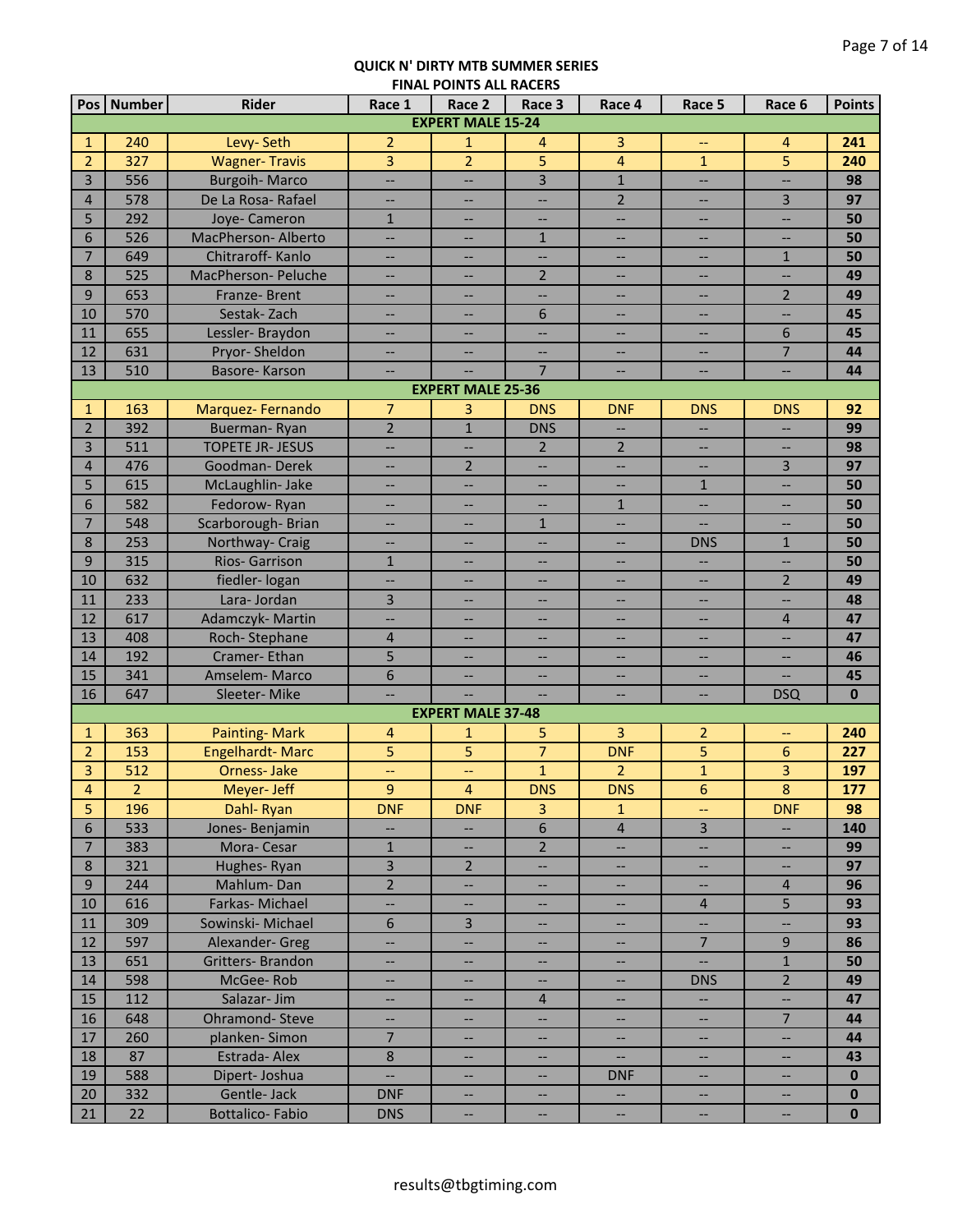## QUICK N' DIRTY MTB SUMMER SERIES
## FINAL POINTS ALL RACERS

| Pos | Number | Rider | Race 1 | Race 2 | Race 3 | Race 4 | Race 5 | Race 6 | Points |
|---|---|---|---|---|---|---|---|---|---|
| **EXPERT MALE 15-24** | | | | | | | | | |
| 1 | 240 | Levy- Seth | 2 | 1 | 4 | 3 | -- | 4 | **241** |
| 2 | 327 | Wagner- Travis | 3 | 2 | 5 | 4 | 1 | 5 | **240** |
| 3 | 556 | Burgoih- Marco | -- | -- | 3 | 1 | -- | -- | **98** |
| 4 | 578 | De La Rosa- Rafael | -- | -- | -- | 2 | -- | 3 | **97** |
| 5 | 292 | Joye- Cameron | 1 | -- | -- | -- | -- | -- | **50** |
| 6 | 526 | MacPherson- Alberto | -- | -- | 1 | -- | -- | -- | **50** |
| 7 | 649 | Chitraroff- Kanlo | -- | -- | -- | -- | -- | 1 | **50** |
| 8 | 525 | MacPherson- Peluche | -- | -- | 2 | -- | -- | -- | **49** |
| 9 | 653 | Franze- Brent | -- | -- | -- | -- | -- | 2 | **49** |
| 10 | 570 | Sestak- Zach | -- | -- | 6 | -- | -- | -- | **45** |
| 11 | 655 | Lessler- Braydon | -- | -- | -- | -- | -- | 6 | **45** |
| 12 | 631 | Pryor- Sheldon | -- | -- | -- | -- | -- | 7 | **44** |
| 13 | 510 | Basore- Karson | -- | -- | 7 | -- | -- | -- | **44** |
| **EXPERT MALE 25-36** | | | | | | | | | |
| 1 | 163 | Marquez- Fernando | 7 | 3 | DNS | DNF | DNS | DNS | **92** |
| 2 | 392 | Buerman- Ryan | 2 | 1 | DNS | -- | -- | -- | **99** |
| 3 | 511 | TOPETE JR- JESUS | -- | -- | 2 | 2 | -- | -- | **98** |
| 4 | 476 | Goodman- Derek | -- | 2 | -- | -- | -- | 3 | **97** |
| 5 | 615 | McLaughlin- Jake | -- | -- | -- | -- | 1 | -- | **50** |
| 6 | 582 | Fedorow- Ryan | -- | -- | -- | 1 | -- | -- | **50** |
| 7 | 548 | Scarborough- Brian | -- | -- | 1 | -- | -- | -- | **50** |
| 8 | 253 | Northway- Craig | -- | -- | -- | -- | DNS | 1 | **50** |
| 9 | 315 | Rios- Garrison | 1 | -- | -- | -- | -- | -- | **50** |
| 10 | 632 | fiedler- logan | -- | -- | -- | -- | -- | 2 | **49** |
| 11 | 233 | Lara- Jordan | 3 | -- | -- | -- | -- | -- | **48** |
| 12 | 617 | Adamczyk- Martin | -- | -- | -- | -- | -- | 4 | **47** |
| 13 | 408 | Roch- Stephane | 4 | -- | -- | -- | -- | -- | **47** |
| 14 | 192 | Cramer- Ethan | 5 | -- | -- | -- | -- | -- | **46** |
| 15 | 341 | Amselem- Marco | 6 | -- | -- | -- | -- | -- | **45** |
| 16 | 647 | Sleeter- Mike | -- | -- | -- | -- | -- | DSQ | **0** |
| **EXPERT MALE 37-48** | | | | | | | | | |
| 1 | 363 | Painting- Mark | 4 | 1 | 5 | 3 | 2 | -- | **240** |
| 2 | 153 | Engelhardt- Marc | 5 | 5 | 7 | DNF | 5 | 6 | **227** |
| 3 | 512 | Orness- Jake | -- | -- | 1 | 2 | 1 | 3 | **197** |
| 4 | 2 | Meyer- Jeff | 9 | 4 | DNS | DNS | 6 | 8 | **177** |
| 5 | 196 | Dahl- Ryan | DNF | DNF | 3 | 1 | -- | DNF | **98** |
| 6 | 533 | Jones- Benjamin | -- | -- | 6 | 4 | 3 | -- | **140** |
| 7 | 383 | Mora- Cesar | 1 | -- | 2 | -- | -- | -- | **99** |
| 8 | 321 | Hughes- Ryan | 3 | 2 | -- | -- | -- | -- | **97** |
| 9 | 244 | Mahlum- Dan | 2 | -- | -- | -- | -- | 4 | **96** |
| 10 | 616 | Farkas- Michael | -- | -- | -- | -- | 4 | 5 | **93** |
| 11 | 309 | Sowinski- Michael | 6 | 3 | -- | -- | -- | -- | **93** |
| 12 | 597 | Alexander- Greg | -- | -- | -- | -- | 7 | 9 | **86** |
| 13 | 651 | Gritters- Brandon | -- | -- | -- | -- | -- | 1 | **50** |
| 14 | 598 | McGee- Rob | -- | -- | -- | -- | DNS | 2 | **49** |
| 15 | 112 | Salazar- Jim | -- | -- | 4 | -- | -- | -- | **47** |
| 16 | 648 | Ohramond- Steve | -- | -- | -- | -- | -- | 7 | **44** |
| 17 | 260 | planken- Simon | 7 | -- | -- | -- | -- | -- | **44** |
| 18 | 87 | Estrada- Alex | 8 | -- | -- | -- | -- | -- | **43** |
| 19 | 588 | Dipert- Joshua | -- | -- | -- | DNF | -- | -- | **0** |
| 20 | 332 | Gentle- Jack | DNF | -- | -- | -- | -- | -- | **0** |
| 21 | 22 | Bottalico- Fabio | DNS | -- | -- | -- | -- | -- | **0** |

results@tbgtiming.com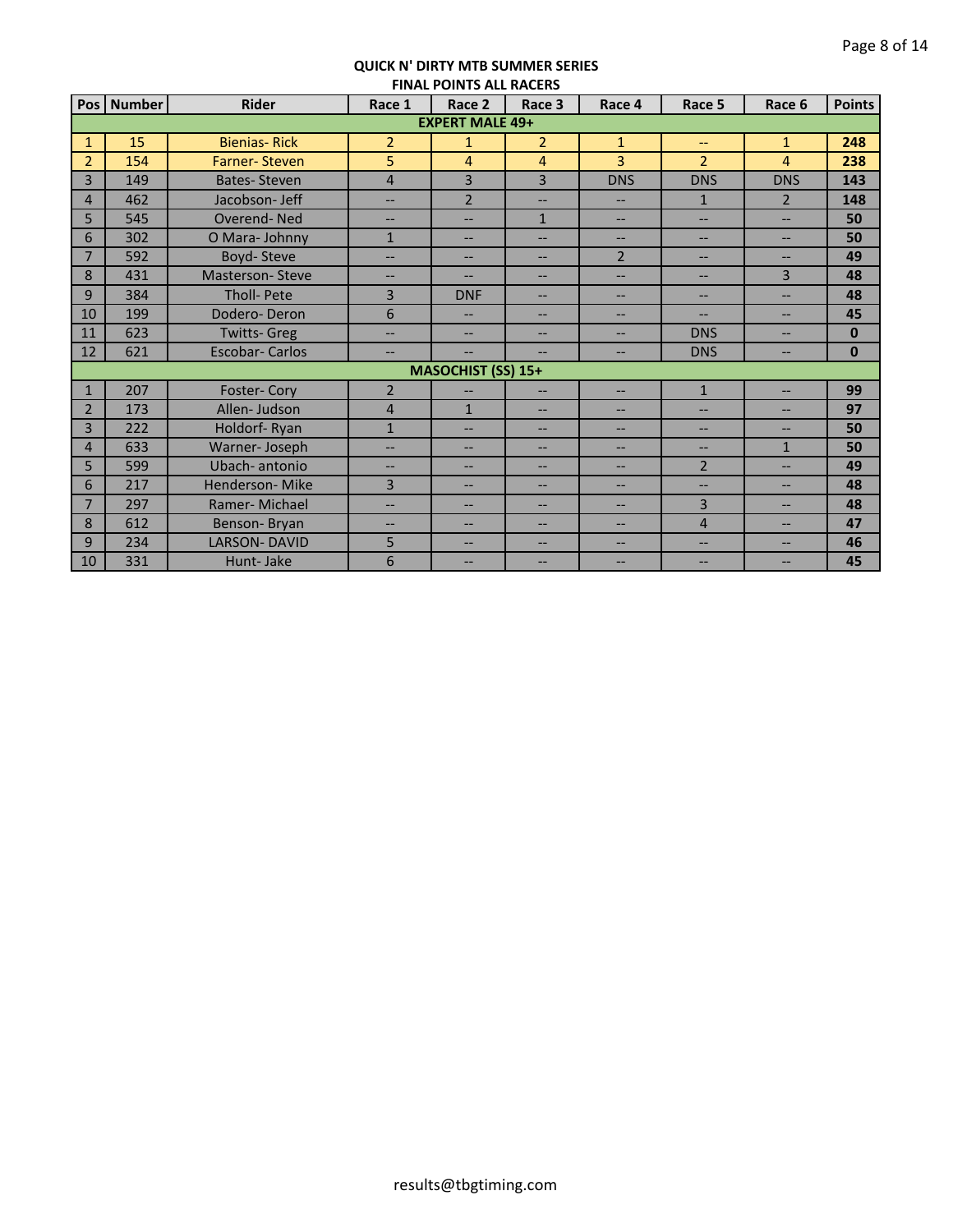**QUICK N' DIRTY MTB SUMMER SERIES**
**FINAL POINTS ALL RACERS**

| Pos | Number | Rider | Race 1 | Race 2 | Race 3 | Race 4 | Race 5 | Race 6 | Points |
|---|---|---|---|---|---|---|---|---|---|
| **EXPERT MALE 49+** | | | | | | | | | |
| 1 | 15 | Bienias- Rick | 2 | 1 | 2 | 1 | -- | 1 | **248** |
| 2 | 154 | Farner- Steven | 5 | 4 | 4 | 3 | 2 | 4 | **238** |
| 3 | 149 | Bates- Steven | 4 | 3 | 3 | DNS | DNS | DNS | **143** |
| 4 | 462 | Jacobson- Jeff | -- | 2 | -- | -- | 1 | 2 | **148** |
| 5 | 545 | Overend- Ned | -- | -- | 1 | -- | -- | -- | **50** |
| 6 | 302 | O Mara- Johnny | 1 | -- | -- | -- | -- | -- | **50** |
| 7 | 592 | Boyd- Steve | -- | -- | -- | 2 | -- | -- | **49** |
| 8 | 431 | Masterson- Steve | -- | -- | -- | -- | -- | 3 | **48** |
| 9 | 384 | Tholl- Pete | 3 | DNF | -- | -- | -- | -- | **48** |
| 10 | 199 | Dodero- Deron | 6 | -- | -- | -- | -- | -- | **45** |
| 11 | 623 | Twitts- Greg | -- | -- | -- | -- | DNS | -- | **0** |
| 12 | 621 | Escobar- Carlos | -- | -- | -- | -- | DNS | -- | **0** |
| **MASOCHIST (SS) 15+** | | | | | | | | | |
| 1 | 207 | Foster- Cory | 2 | -- | -- | -- | 1 | -- | **99** |
| 2 | 173 | Allen- Judson | 4 | 1 | -- | -- | -- | -- | **97** |
| 3 | 222 | Holdorf- Ryan | 1 | -- | -- | -- | -- | -- | **50** |
| 4 | 633 | Warner- Joseph | -- | -- | -- | -- | -- | 1 | **50** |
| 5 | 599 | Ubach- antonio | -- | -- | -- | -- | 2 | -- | **49** |
| 6 | 217 | Henderson- Mike | 3 | -- | -- | -- | -- | -- | **48** |
| 7 | 297 | Ramer- Michael | -- | -- | -- | -- | 3 | -- | **48** |
| 8 | 612 | Benson- Bryan | -- | -- | -- | -- | 4 | -- | **47** |
| 9 | 234 | LARSON- DAVID | 5 | -- | -- | -- | -- | -- | **46** |
| 10 | 331 | Hunt- Jake | 6 | -- | -- | -- | -- | -- | **45** |

results@tbgtiming.com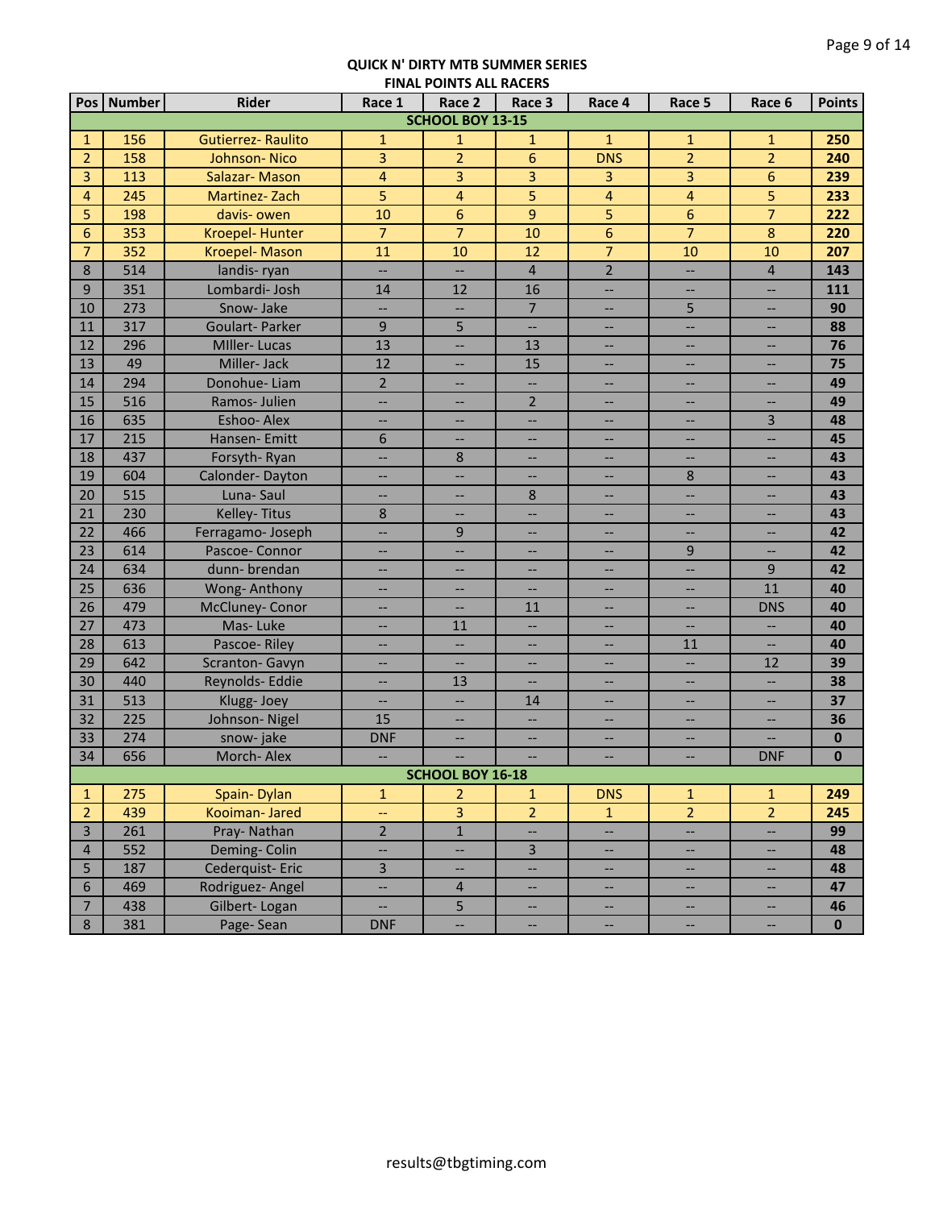**QUICK N' DIRTY MTB SUMMER SERIES**
**FINAL POINTS ALL RACERS**

| Pos | Number | Rider | Race 1 | Race 2 | Race 3 | Race 4 | Race 5 | Race 6 | Points |
|---|---|---|---|---|---|---|---|---|---|
| | | **SCHOOL BOY 13-15** | | | | | | | |
| 1 | 156 | Gutierrez- Raulito | 1 | 1 | 1 | 1 | 1 | 1 | **250** |
| 2 | 158 | Johnson- Nico | 3 | 2 | 6 | DNS | 2 | 2 | **240** |
| 3 | 113 | Salazar- Mason | 4 | 3 | 3 | 3 | 3 | 6 | **239** |
| 4 | 245 | Martinez- Zach | 5 | 4 | 5 | 4 | 4 | 5 | **233** |
| 5 | 198 | davis- owen | 10 | 6 | 9 | 5 | 6 | 7 | **222** |
| 6 | 353 | Kroepel- Hunter | 7 | 7 | 10 | 6 | 7 | 8 | **220** |
| 7 | 352 | Kroepel- Mason | 11 | 10 | 12 | 7 | 10 | 10 | **207** |
| 8 | 514 | landis- ryan | -- | -- | 4 | 2 | -- | 4 | **143** |
| 9 | 351 | Lombardi- Josh | 14 | 12 | 16 | -- | -- | -- | **111** |
| 10 | 273 | Snow- Jake | -- | -- | 7 | -- | 5 | -- | **90** |
| 11 | 317 | Goulart- Parker | 9 | 5 | -- | -- | -- | -- | **88** |
| 12 | 296 | MIller- Lucas | 13 | -- | 13 | -- | -- | -- | **76** |
| 13 | 49 | Miller- Jack | 12 | -- | 15 | -- | -- | -- | **75** |
| 14 | 294 | Donohue- Liam | 2 | -- | -- | -- | -- | -- | **49** |
| 15 | 516 | Ramos- Julien | -- | -- | 2 | -- | -- | -- | **49** |
| 16 | 635 | Eshoo- Alex | -- | -- | -- | -- | -- | 3 | **48** |
| 17 | 215 | Hansen- Emitt | 6 | -- | -- | -- | -- | -- | **45** |
| 18 | 437 | Forsyth- Ryan | -- | 8 | -- | -- | -- | -- | **43** |
| 19 | 604 | Calonder- Dayton | -- | -- | -- | -- | 8 | -- | **43** |
| 20 | 515 | Luna- Saul | -- | -- | 8 | -- | -- | -- | **43** |
| 21 | 230 | Kelley- Titus | 8 | -- | -- | -- | -- | -- | **43** |
| 22 | 466 | Ferragamo- Joseph | -- | 9 | -- | -- | -- | -- | **42** |
| 23 | 614 | Pascoe- Connor | -- | -- | -- | -- | 9 | -- | **42** |
| 24 | 634 | dunn- brendan | -- | -- | -- | -- | -- | 9 | **42** |
| 25 | 636 | Wong- Anthony | -- | -- | -- | -- | -- | 11 | **40** |
| 26 | 479 | McCluney- Conor | -- | -- | 11 | -- | -- | DNS | **40** |
| 27 | 473 | Mas- Luke | -- | 11 | -- | -- | -- | -- | **40** |
| 28 | 613 | Pascoe- Riley | -- | -- | -- | -- | 11 | -- | **40** |
| 29 | 642 | Scranton- Gavyn | -- | -- | -- | -- | -- | 12 | **39** |
| 30 | 440 | Reynolds- Eddie | -- | 13 | -- | -- | -- | -- | **38** |
| 31 | 513 | Klugg- Joey | -- | -- | 14 | -- | -- | -- | **37** |
| 32 | 225 | Johnson- Nigel | 15 | -- | -- | -- | -- | -- | **36** |
| 33 | 274 | snow- jake | DNF | -- | -- | -- | -- | -- | **0** |
| 34 | 656 | Morch- Alex | -- | -- | -- | -- | -- | DNF | **0** |
| | | **SCHOOL BOY 16-18** | | | | | | | |
| 1 | 275 | Spain- Dylan | 1 | 2 | 1 | DNS | 1 | 1 | **249** |
| 2 | 439 | Kooiman- Jared | -- | 3 | 2 | 1 | 2 | 2 | **245** |
| 3 | 261 | Pray- Nathan | 2 | 1 | -- | -- | -- | -- | **99** |
| 4 | 552 | Deming- Colin | -- | -- | 3 | -- | -- | -- | **48** |
| 5 | 187 | Cederquist- Eric | 3 | -- | -- | -- | -- | -- | **48** |
| 6 | 469 | Rodriguez- Angel | -- | 4 | -- | -- | -- | -- | **47** |
| 7 | 438 | Gilbert- Logan | -- | 5 | -- | -- | -- | -- | **46** |
| 8 | 381 | Page- Sean | DNF | -- | -- | -- | -- | -- | **0** |

results@tbgtiming.com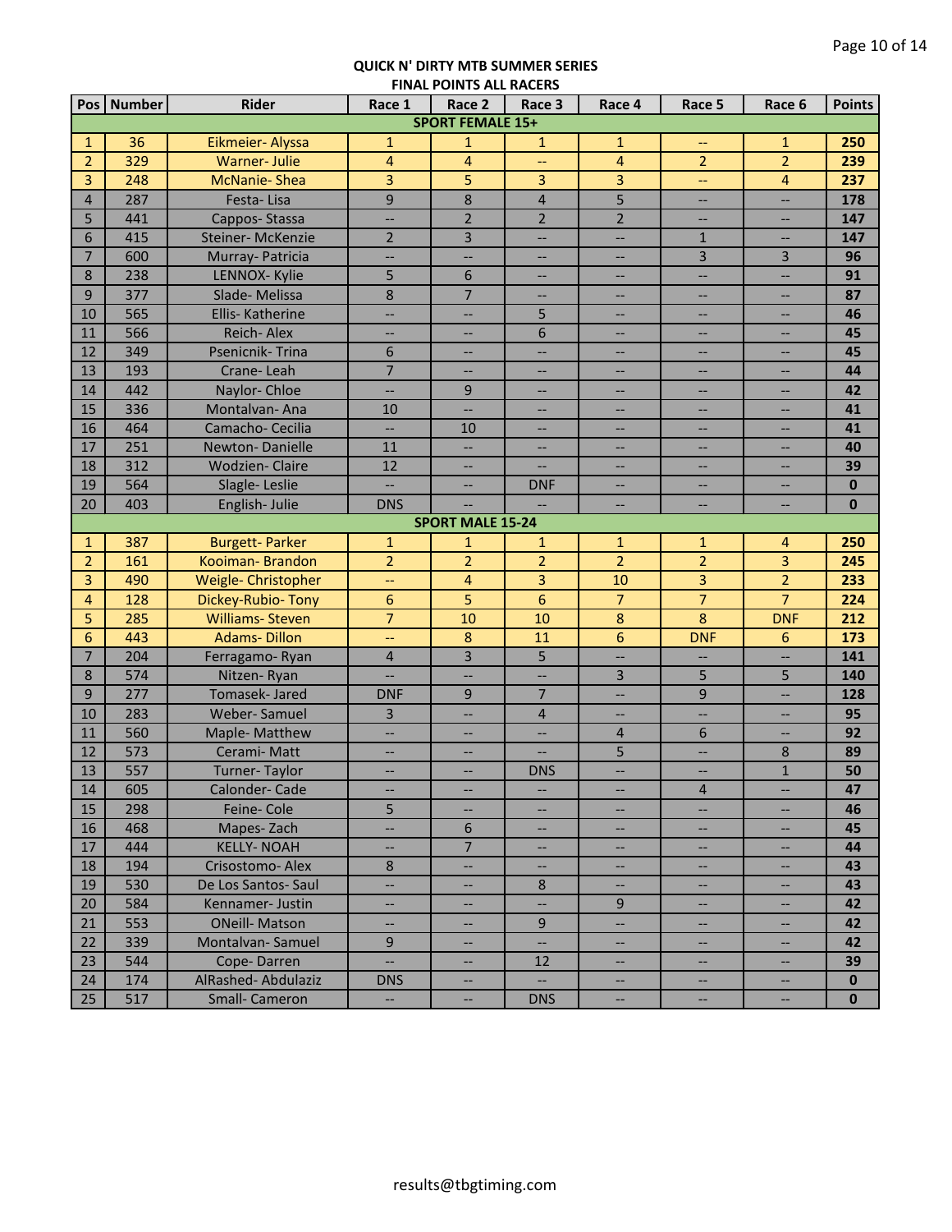**QUICK N' DIRTY MTB SUMMER SERIES**
**FINAL POINTS ALL RACERS**

| Pos | Number | Rider | Race 1 | Race 2 | Race 3 | Race 4 | Race 5 | Race 6 | Points |
|---|---|---|---|---|---|---|---|---|---|
| | | | | **SPORT FEMALE 15+** | | | | | |
| 1 | 36 | Eikmeier- Alyssa | 1 | 1 | 1 | 1 | -- | 1 | **250** |
| 2 | 329 | Warner- Julie | 4 | 4 | -- | 4 | 2 | 2 | **239** |
| 3 | 248 | McNanie- Shea | 3 | 5 | 3 | 3 | -- | 4 | **237** |
| 4 | 287 | Festa- Lisa | 9 | 8 | 4 | 5 | -- | -- | **178** |
| 5 | 441 | Cappos- Stassa | -- | 2 | 2 | 2 | -- | -- | **147** |
| 6 | 415 | Steiner- McKenzie | 2 | 3 | -- | -- | 1 | -- | **147** |
| 7 | 600 | Murray- Patricia | -- | -- | -- | -- | 3 | 3 | **96** |
| 8 | 238 | LENNOX- Kylie | 5 | 6 | -- | -- | -- | -- | **91** |
| 9 | 377 | Slade- Melissa | 8 | 7 | -- | -- | -- | -- | **87** |
| 10 | 565 | Ellis- Katherine | -- | -- | 5 | -- | -- | -- | **46** |
| 11 | 566 | Reich- Alex | -- | -- | 6 | -- | -- | -- | **45** |
| 12 | 349 | Psenicnik- Trina | 6 | -- | -- | -- | -- | -- | **45** |
| 13 | 193 | Crane- Leah | 7 | -- | -- | -- | -- | -- | **44** |
| 14 | 442 | Naylor- Chloe | -- | 9 | -- | -- | -- | -- | **42** |
| 15 | 336 | Montalvan- Ana | 10 | -- | -- | -- | -- | -- | **41** |
| 16 | 464 | Camacho- Cecilia | -- | 10 | -- | -- | -- | -- | **41** |
| 17 | 251 | Newton- Danielle | 11 | -- | -- | -- | -- | -- | **40** |
| 18 | 312 | Wodzien- Claire | 12 | -- | -- | -- | -- | -- | **39** |
| 19 | 564 | Slagle- Leslie | -- | -- | DNF | -- | -- | -- | **0** |
| 20 | 403 | English- Julie | DNS | -- | -- | -- | -- | -- | **0** |
| | | | | **SPORT MALE 15-24** | | | | | |
| 1 | 387 | Burgett- Parker | 1 | 1 | 1 | 1 | 1 | 4 | **250** |
| 2 | 161 | Kooiman- Brandon | 2 | 2 | 2 | 2 | 2 | 3 | **245** |
| 3 | 490 | Weigle- Christopher | -- | 4 | 3 | 10 | 3 | 2 | **233** |
| 4 | 128 | Dickey-Rubio- Tony | 6 | 5 | 6 | 7 | 7 | 7 | **224** |
| 5 | 285 | Williams- Steven | 7 | 10 | 10 | 8 | 8 | DNF | **212** |
| 6 | 443 | Adams- Dillon | -- | 8 | 11 | 6 | DNF | 6 | **173** |
| 7 | 204 | Ferragamo- Ryan | 4 | 3 | 5 | -- | -- | -- | **141** |
| 8 | 574 | Nitzen- Ryan | -- | -- | -- | 3 | 5 | 5 | **140** |
| 9 | 277 | Tomasek- Jared | DNF | 9 | 7 | -- | 9 | -- | **128** |
| 10 | 283 | Weber- Samuel | 3 | -- | 4 | -- | -- | -- | **95** |
| 11 | 560 | Maple- Matthew | -- | -- | -- | 4 | 6 | -- | **92** |
| 12 | 573 | Cerami- Matt | -- | -- | -- | 5 | -- | 8 | **89** |
| 13 | 557 | Turner- Taylor | -- | -- | DNS | -- | -- | 1 | **50** |
| 14 | 605 | Calonder- Cade | -- | -- | -- | -- | 4 | -- | **47** |
| 15 | 298 | Feine- Cole | 5 | -- | -- | -- | -- | -- | **46** |
| 16 | 468 | Mapes- Zach | -- | 6 | -- | -- | -- | -- | **45** |
| 17 | 444 | KELLY- NOAH | -- | 7 | -- | -- | -- | -- | **44** |
| 18 | 194 | Crisostomo- Alex | 8 | -- | -- | -- | -- | -- | **43** |
| 19 | 530 | De Los Santos- Saul | -- | -- | 8 | -- | -- | -- | **43** |
| 20 | 584 | Kennamer- Justin | -- | -- | -- | 9 | -- | -- | **42** |
| 21 | 553 | ONeill- Matson | -- | -- | 9 | -- | -- | -- | **42** |
| 22 | 339 | Montalvan- Samuel | 9 | -- | -- | -- | -- | -- | **42** |
| 23 | 544 | Cope- Darren | -- | -- | 12 | -- | -- | -- | **39** |
| 24 | 174 | AlRashed- Abdulaziz | DNS | -- | -- | -- | -- | -- | **0** |
| 25 | 517 | Small- Cameron | -- | -- | DNS | -- | -- | -- | **0** |

results@tbgtiming.com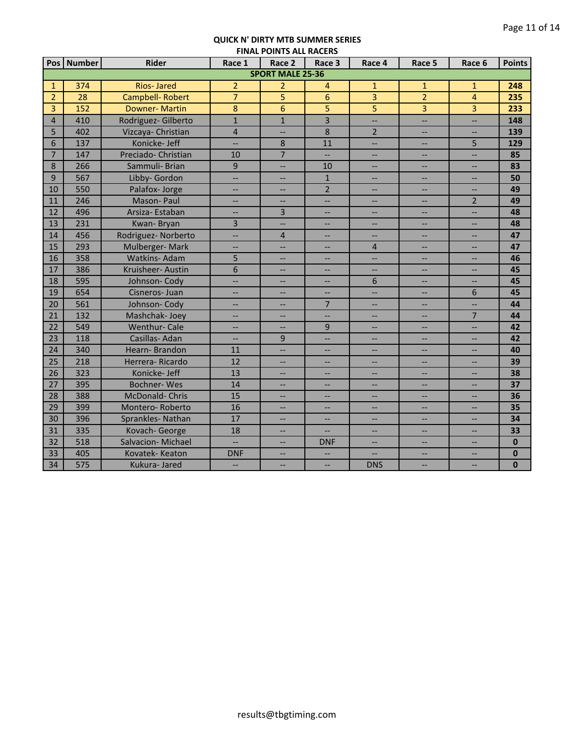**QUICK N' DIRTY MTB SUMMER SERIES**
**FINAL POINTS ALL RACERS**

| Pos | Number | Rider | Race 1 | Race 2 | Race 3 | Race 4 | Race 5 | Race 6 | Points |
|---|---|---|---|---|---|---|---|---|---|
| **SPORT MALE 25-36** | | | | | | | | | |
| 1 | 374 | Rios- Jared | 2 | 2 | 4 | 1 | 1 | 1 | **248** |
| 2 | 28 | Campbell- Robert | 7 | 5 | 6 | 3 | 2 | 4 | **235** |
| 3 | 152 | Downer- Martin | 8 | 6 | 5 | 5 | 3 | 3 | **233** |
| 4 | 410 | Rodriguez- Gilberto | 1 | 1 | 3 | -- | -- | -- | **148** |
| 5 | 402 | Vizcaya- Christian | 4 | -- | 8 | 2 | -- | -- | **139** |
| 6 | 137 | Konicke- Jeff | -- | 8 | 11 | -- | -- | 5 | **129** |
| 7 | 147 | Preciado- Christian | 10 | 7 | -- | -- | -- | -- | **85** |
| 8 | 266 | Sammuli- Brian | 9 | -- | 10 | -- | -- | -- | **83** |
| 9 | 567 | Libby- Gordon | -- | -- | 1 | -- | -- | -- | **50** |
| 10 | 550 | Palafox- Jorge | -- | -- | 2 | -- | -- | -- | **49** |
| 11 | 246 | Mason- Paul | -- | -- | -- | -- | -- | 2 | **49** |
| 12 | 496 | Arsiza- Estaban | -- | 3 | -- | -- | -- | -- | **48** |
| 13 | 231 | Kwan- Bryan | 3 | -- | -- | -- | -- | -- | **48** |
| 14 | 456 | Rodriguez- Norberto | -- | 4 | -- | -- | -- | -- | **47** |
| 15 | 293 | Mulberger- Mark | -- | -- | -- | 4 | -- | -- | **47** |
| 16 | 358 | Watkins- Adam | 5 | -- | -- | -- | -- | -- | **46** |
| 17 | 386 | Kruisheer- Austin | 6 | -- | -- | -- | -- | -- | **45** |
| 18 | 595 | Johnson- Cody | -- | -- | -- | 6 | -- | -- | **45** |
| 19 | 654 | Cisneros- Juan | -- | -- | -- | -- | -- | 6 | **45** |
| 20 | 561 | Johnson- Cody | -- | -- | 7 | -- | -- | -- | **44** |
| 21 | 132 | Mashchak- Joey | -- | -- | -- | -- | -- | 7 | **44** |
| 22 | 549 | Wenthur- Cale | -- | -- | 9 | -- | -- | -- | **42** |
| 23 | 118 | Casillas- Adan | -- | 9 | -- | -- | -- | -- | **42** |
| 24 | 340 | Hearn- Brandon | 11 | -- | -- | -- | -- | -- | **40** |
| 25 | 218 | Herrera- Ricardo | 12 | -- | -- | -- | -- | -- | **39** |
| 26 | 323 | Konicke- Jeff | 13 | -- | -- | -- | -- | -- | **38** |
| 27 | 395 | Bochner- Wes | 14 | -- | -- | -- | -- | -- | **37** |
| 28 | 388 | McDonald- Chris | 15 | -- | -- | -- | -- | -- | **36** |
| 29 | 399 | Montero- Roberto | 16 | -- | -- | -- | -- | -- | **35** |
| 30 | 396 | Sprankles- Nathan | 17 | -- | -- | -- | -- | -- | **34** |
| 31 | 335 | Kovach- George | 18 | -- | -- | -- | -- | -- | **33** |
| 32 | 518 | Salvacion- Michael | -- | -- | DNF | -- | -- | -- | **0** |
| 33 | 405 | Kovatek- Keaton | DNF | -- | -- | -- | -- | -- | **0** |
| 34 | 575 | Kukura- Jared | -- | -- | -- | DNS | -- | -- | **0** |

results@tbgtiming.com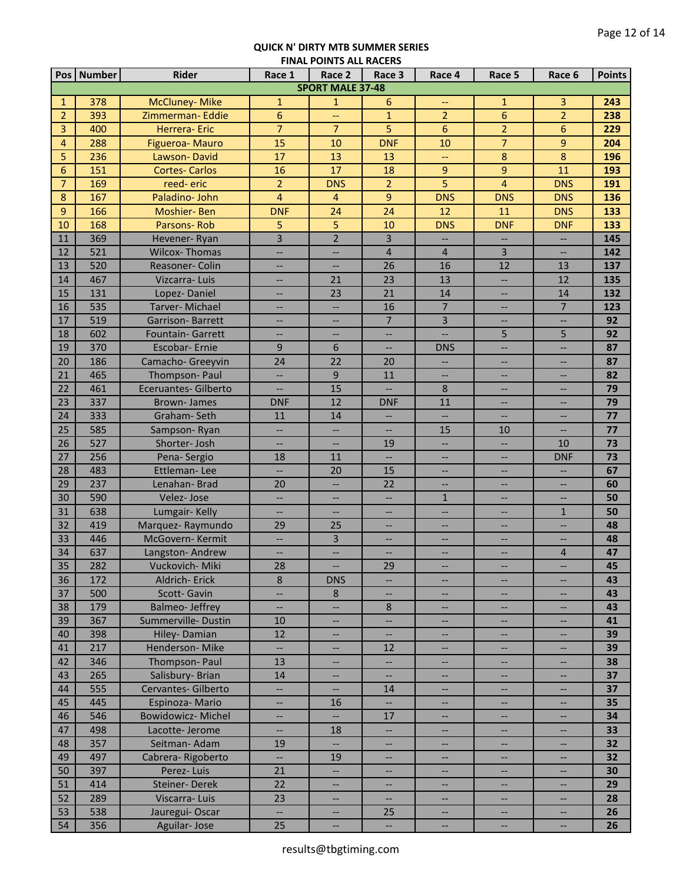## QUICK N' DIRTY MTB SUMMER SERIES
### FINAL POINTS ALL RACERS

| Pos | Number | Rider | Race 1 | Race 2 | Race 3 | Race 4 | Race 5 | Race 6 | Points |
|---|---|---|---|---|---|---|---|---|---|
| **SPORT MALE 37-48** | | | | | | | | | |
| 1 | 378 | McCluney- Mike | 1 | 1 | 6 | -- | 1 | 3 | **243** |
| 2 | 393 | Zimmerman- Eddie | 6 | -- | 1 | 2 | 6 | 2 | **238** |
| 3 | 400 | Herrera- Eric | 7 | 7 | 5 | 6 | 2 | 6 | **229** |
| 4 | 288 | Figueroa- Mauro | 15 | 10 | DNF | 10 | 7 | 9 | **204** |
| 5 | 236 | Lawson- David | 17 | 13 | 13 | -- | 8 | 8 | **196** |
| 6 | 151 | Cortes- Carlos | 16 | 17 | 18 | 9 | 9 | 11 | **193** |
| 7 | 169 | reed- eric | 2 | DNS | 2 | 5 | 4 | DNS | **191** |
| 8 | 167 | Paladino- John | 4 | 4 | 9 | DNS | DNS | DNS | **136** |
| 9 | 166 | Moshier- Ben | DNF | 24 | 24 | 12 | 11 | DNS | **133** |
| 10 | 168 | Parsons- Rob | 5 | 5 | 10 | DNS | DNF | DNF | **133** |
| 11 | 369 | Hevener- Ryan | 3 | 2 | 3 | -- | -- | -- | **145** |
| 12 | 521 | Wilcox- Thomas | -- | -- | 4 | 4 | 3 | -- | **142** |
| 13 | 520 | Reasoner- Colin | -- | -- | 26 | 16 | 12 | 13 | **137** |
| 14 | 467 | Vizcarra- Luis | -- | 21 | 23 | 13 | -- | 12 | **135** |
| 15 | 131 | Lopez- Daniel | -- | 23 | 21 | 14 | -- | 14 | **132** |
| 16 | 535 | Tarver- Michael | -- | -- | 16 | 7 | -- | 7 | **123** |
| 17 | 519 | Garrison- Barrett | -- | -- | 7 | 3 | -- | -- | **92** |
| 18 | 602 | Fountain- Garrett | -- | -- | -- | -- | 5 | 5 | **92** |
| 19 | 370 | Escobar- Ernie | 9 | 6 | -- | DNS | -- | -- | **87** |
| 20 | 186 | Camacho- Greeyvin | 24 | 22 | 20 | -- | -- | -- | **87** |
| 21 | 465 | Thompson- Paul | -- | 9 | 11 | -- | -- | -- | **82** |
| 22 | 461 | Eceruantes- Gilberto | -- | 15 | -- | 8 | -- | -- | **79** |
| 23 | 337 | Brown- James | DNF | 12 | DNF | 11 | -- | -- | **79** |
| 24 | 333 | Graham- Seth | 11 | 14 | -- | -- | -- | -- | **77** |
| 25 | 585 | Sampson- Ryan | -- | -- | -- | 15 | 10 | -- | **77** |
| 26 | 527 | Shorter- Josh | -- | -- | 19 | -- | -- | 10 | **73** |
| 27 | 256 | Pena- Sergio | 18 | 11 | -- | -- | -- | DNF | **73** |
| 28 | 483 | Ettleman- Lee | -- | 20 | 15 | -- | -- | -- | **67** |
| 29 | 237 | Lenahan- Brad | 20 | -- | 22 | -- | -- | -- | **60** |
| 30 | 590 | Velez- Jose | -- | -- | -- | 1 | -- | -- | **50** |
| 31 | 638 | Lumgair- Kelly | -- | -- | -- | -- | -- | 1 | **50** |
| 32 | 419 | Marquez- Raymundo | 29 | 25 | -- | -- | -- | -- | **48** |
| 33 | 446 | McGovern- Kermit | -- | 3 | -- | -- | -- | -- | **48** |
| 34 | 637 | Langston- Andrew | -- | -- | -- | -- | -- | 4 | **47** |
| 35 | 282 | Vuckovich- Miki | 28 | -- | 29 | -- | -- | -- | **45** |
| 36 | 172 | Aldrich- Erick | 8 | DNS | -- | -- | -- | -- | **43** |
| 37 | 500 | Scott- Gavin | -- | 8 | -- | -- | -- | -- | **43** |
| 38 | 179 | Balmeo- Jeffrey | -- | -- | 8 | -- | -- | -- | **43** |
| 39 | 367 | Summerville- Dustin | 10 | -- | -- | -- | -- | -- | **41** |
| 40 | 398 | Hiley- Damian | 12 | -- | -- | -- | -- | -- | **39** |
| 41 | 217 | Henderson- Mike | -- | -- | 12 | -- | -- | -- | **39** |
| 42 | 346 | Thompson- Paul | 13 | -- | -- | -- | -- | -- | **38** |
| 43 | 265 | Salisbury- Brian | 14 | -- | -- | -- | -- | -- | **37** |
| 44 | 555 | Cervantes- Gilberto | -- | -- | 14 | -- | -- | -- | **37** |
| 45 | 445 | Espinoza- Mario | -- | 16 | -- | -- | -- | -- | **35** |
| 46 | 546 | Bowidowicz- Michel | -- | -- | 17 | -- | -- | -- | **34** |
| 47 | 498 | Lacotte- Jerome | -- | 18 | -- | -- | -- | -- | **33** |
| 48 | 357 | Seitman- Adam | 19 | -- | -- | -- | -- | -- | **32** |
| 49 | 497 | Cabrera- Rigoberto | -- | 19 | -- | -- | -- | -- | **32** |
| 50 | 397 | Perez- Luis | 21 | -- | -- | -- | -- | -- | **30** |
| 51 | 414 | Steiner- Derek | 22 | -- | -- | -- | -- | -- | **29** |
| 52 | 289 | Viscarra- Luis | 23 | -- | -- | -- | -- | -- | **28** |
| 53 | 538 | Jauregui- Oscar | -- | -- | 25 | -- | -- | -- | **26** |
| 54 | 356 | Aguilar- Jose | 25 | -- | -- | -- | -- | -- | **26** |

results@tbgtiming.com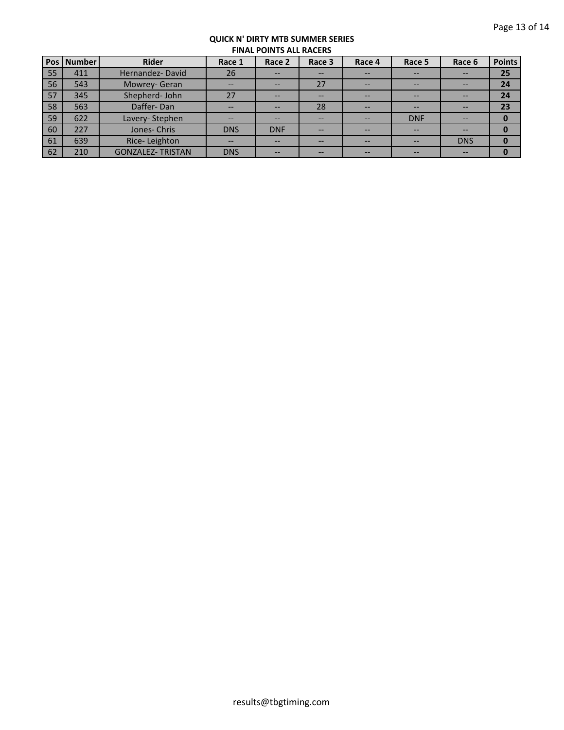**QUICK N' DIRTY MTB SUMMER SERIES**
**FINAL POINTS ALL RACERS**

| Pos | Number | Rider | Race 1 | Race 2 | Race 3 | Race 4 | Race 5 | Race 6 | Points |
|---|---|---|---|---|---|---|---|---|---|
| 55 | 411 | Hernandez- David | 26 | -- | -- | -- | -- | -- | **25** |
| 56 | 543 | Mowrey- Geran | -- | -- | 27 | -- | -- | -- | **24** |
| 57 | 345 | Shepherd- John | 27 | -- | -- | -- | -- | -- | **24** |
| 58 | 563 | Daffer- Dan | -- | -- | 28 | -- | -- | -- | **23** |
| 59 | 622 | Lavery- Stephen | -- | -- | -- | -- | DNF | -- | **0** |
| 60 | 227 | Jones- Chris | DNS | DNF | -- | -- | -- | -- | **0** |
| 61 | 639 | Rice- Leighton | -- | -- | -- | -- | -- | DNS | **0** |
| 62 | 210 | GONZALEZ- TRISTAN | DNS | -- | -- | -- | -- | -- | **0** |

results@tbgtiming.com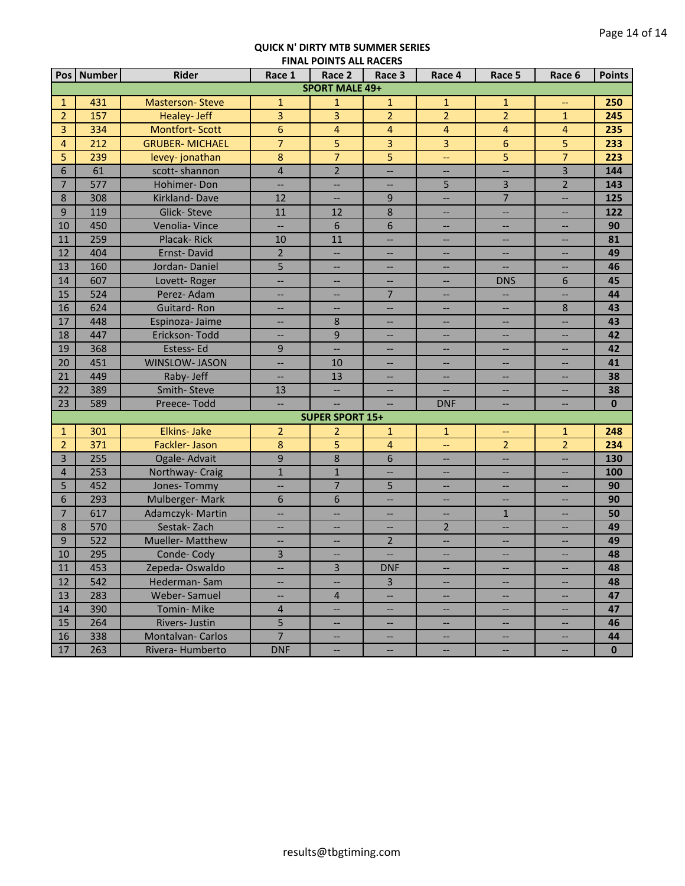**QUICK N' DIRTY MTB SUMMER SERIES**
**FINAL POINTS ALL RACERS**

| Pos | Number | Rider | Race 1 | Race 2 | Race 3 | Race 4 | Race 5 | Race 6 | Points |
|---|---|---|---|---|---|---|---|---|---|
| | | **SPORT MALE 49+** | | | | | | | |
| 1 | 431 | Masterson- Steve | 1 | 1 | 1 | 1 | 1 | -- | **250** |
| 2 | 157 | Healey- Jeff | 3 | 3 | 2 | 2 | 2 | 1 | **245** |
| 3 | 334 | Montfort- Scott | 6 | 4 | 4 | 4 | 4 | 4 | **235** |
| 4 | 212 | GRUBER- MICHAEL | 7 | 5 | 3 | 3 | 6 | 5 | **233** |
| 5 | 239 | levey- jonathan | 8 | 7 | 5 | -- | 5 | 7 | **223** |
| 6 | 61 | scott- shannon | 4 | 2 | -- | -- | -- | 3 | **144** |
| 7 | 577 | Hohimer- Don | -- | -- | -- | 5 | 3 | 2 | **143** |
| 8 | 308 | Kirkland- Dave | 12 | -- | 9 | -- | 7 | -- | **125** |
| 9 | 119 | Glick- Steve | 11 | 12 | 8 | -- | -- | -- | **122** |
| 10 | 450 | Venolia- Vince | -- | 6 | 6 | -- | -- | -- | **90** |
| 11 | 259 | Placak- Rick | 10 | 11 | -- | -- | -- | -- | **81** |
| 12 | 404 | Ernst- David | 2 | -- | -- | -- | -- | -- | **49** |
| 13 | 160 | Jordan- Daniel | 5 | -- | -- | -- | -- | -- | **46** |
| 14 | 607 | Lovett- Roger | -- | -- | -- | -- | DNS | 6 | **45** |
| 15 | 524 | Perez- Adam | -- | -- | 7 | -- | -- | -- | **44** |
| 16 | 624 | Guitard- Ron | -- | -- | -- | -- | -- | 8 | **43** |
| 17 | 448 | Espinoza- Jaime | -- | 8 | -- | -- | -- | -- | **43** |
| 18 | 447 | Erickson- Todd | -- | 9 | -- | -- | -- | -- | **42** |
| 19 | 368 | Estess- Ed | 9 | -- | -- | -- | -- | -- | **42** |
| 20 | 451 | WINSLOW- JASON | -- | 10 | -- | -- | -- | -- | **41** |
| 21 | 449 | Raby- Jeff | -- | 13 | -- | -- | -- | -- | **38** |
| 22 | 389 | Smith- Steve | 13 | -- | -- | -- | -- | -- | **38** |
| 23 | 589 | Preece- Todd | -- | -- | -- | DNF | -- | -- | **0** |
| | | **SUPER SPORT 15+** | | | | | | | |
| 1 | 301 | Elkins- Jake | 2 | 2 | 1 | 1 | -- | 1 | **248** |
| 2 | 371 | Fackler- Jason | 8 | 5 | 4 | -- | 2 | 2 | **234** |
| 3 | 255 | Ogale- Advait | 9 | 8 | 6 | -- | -- | -- | **130** |
| 4 | 253 | Northway- Craig | 1 | 1 | -- | -- | -- | -- | **100** |
| 5 | 452 | Jones- Tommy | -- | 7 | 5 | -- | -- | -- | **90** |
| 6 | 293 | Mulberger- Mark | 6 | 6 | -- | -- | -- | -- | **90** |
| 7 | 617 | Adamczyk- Martin | -- | -- | -- | -- | 1 | -- | **50** |
| 8 | 570 | Sestak- Zach | -- | -- | -- | 2 | -- | -- | **49** |
| 9 | 522 | Mueller- Matthew | -- | -- | 2 | -- | -- | -- | **49** |
| 10 | 295 | Conde- Cody | 3 | -- | -- | -- | -- | -- | **48** |
| 11 | 453 | Zepeda- Oswaldo | -- | 3 | DNF | -- | -- | -- | **48** |
| 12 | 542 | Hederman- Sam | -- | -- | 3 | -- | -- | -- | **48** |
| 13 | 283 | Weber- Samuel | -- | 4 | -- | -- | -- | -- | **47** |
| 14 | 390 | Tomin- Mike | 4 | -- | -- | -- | -- | -- | **47** |
| 15 | 264 | Rivers- Justin | 5 | -- | -- | -- | -- | -- | **46** |
| 16 | 338 | Montalvan- Carlos | 7 | -- | -- | -- | -- | -- | **44** |
| 17 | 263 | Rivera- Humberto | DNF | -- | -- | -- | -- | -- | **0** |

results@tbgtiming.com